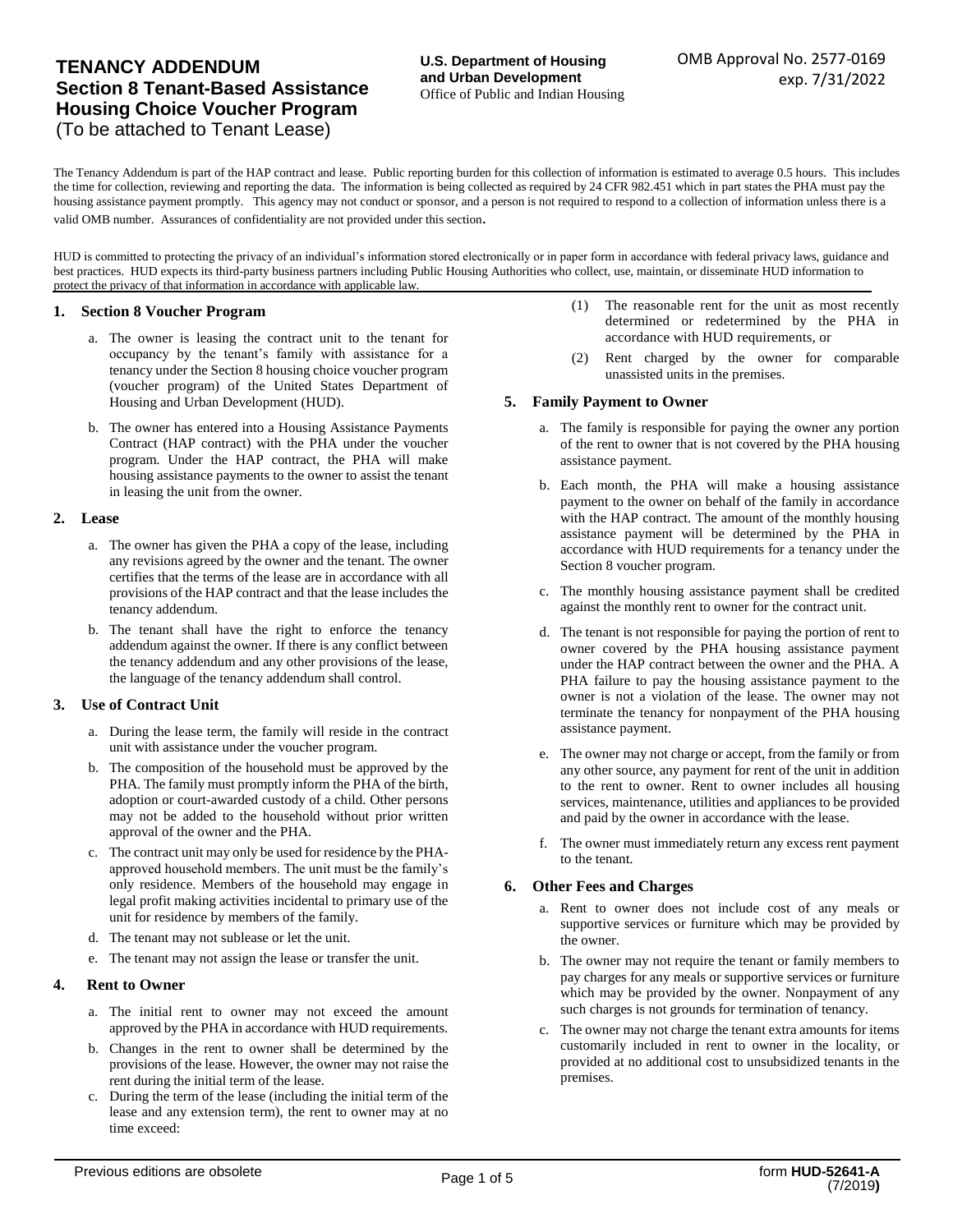# TENANCY ADDENDUM
## Section 8 Tenant-Based Assistance Housing Choice Voucher Program
(To be attached to Tenant Lease)

**U.S. Department of Housing and Urban Development**
Office of Public and Indian Housing

OMB Approval No. 2577-0169
exp. 7/31/2022

The Tenancy Addendum is part of the HAP contract and lease. Public reporting burden for this collection of information is estimated to average 0.5 hours. This includes the time for collection, reviewing and reporting the data. The information is being collected as required by 24 CFR 982.451 which in part states the PHA must pay the housing assistance payment promptly. This agency may not conduct or sponsor, and a person is not required to respond to a collection of information unless there is a valid OMB number. Assurances of confidentiality are not provided under this section.

HUD is committed to protecting the privacy of an individual's information stored electronically or in paper form in accordance with federal privacy laws, guidance and best practices. HUD expects its third-party business partners including Public Housing Authorities who collect, use, maintain, or disseminate HUD information to protect the privacy of that information in accordance with applicable law.

### 1. Section 8 Voucher Program

a. The owner is leasing the contract unit to the tenant for occupancy by the tenant's family with assistance for a tenancy under the Section 8 housing choice voucher program (voucher program) of the United States Department of Housing and Urban Development (HUD).

b. The owner has entered into a Housing Assistance Payments Contract (HAP contract) with the PHA under the voucher program. Under the HAP contract, the PHA will make housing assistance payments to the owner to assist the tenant in leasing the unit from the owner.

### 2. Lease

a. The owner has given the PHA a copy of the lease, including any revisions agreed by the owner and the tenant. The owner certifies that the terms of the lease are in accordance with all provisions of the HAP contract and that the lease includes the tenancy addendum.

b. The tenant shall have the right to enforce the tenancy addendum against the owner. If there is any conflict between the tenancy addendum and any other provisions of the lease, the language of the tenancy addendum shall control.

### 3. Use of Contract Unit

a. During the lease term, the family will reside in the contract unit with assistance under the voucher program.

b. The composition of the household must be approved by the PHA. The family must promptly inform the PHA of the birth, adoption or court-awarded custody of a child. Other persons may not be added to the household without prior written approval of the owner and the PHA.

c. The contract unit may only be used for residence by the PHA-approved household members. The unit must be the family's only residence. Members of the household may engage in legal profit making activities incidental to primary use of the unit for residence by members of the family.

d. The tenant may not sublease or let the unit.

e. The tenant may not assign the lease or transfer the unit.

### 4. Rent to Owner

a. The initial rent to owner may not exceed the amount approved by the PHA in accordance with HUD requirements.

b. Changes in the rent to owner shall be determined by the provisions of the lease. However, the owner may not raise the rent during the initial term of the lease.

c. During the term of the lease (including the initial term of the lease and any extension term), the rent to owner may at no time exceed:

(1) The reasonable rent for the unit as most recently determined or redetermined by the PHA in accordance with HUD requirements, or

(2) Rent charged by the owner for comparable unassisted units in the premises.

### 5. Family Payment to Owner

a. The family is responsible for paying the owner any portion of the rent to owner that is not covered by the PHA housing assistance payment.

b. Each month, the PHA will make a housing assistance payment to the owner on behalf of the family in accordance with the HAP contract. The amount of the monthly housing assistance payment will be determined by the PHA in accordance with HUD requirements for a tenancy under the Section 8 voucher program.

c. The monthly housing assistance payment shall be credited against the monthly rent to owner for the contract unit.

d. The tenant is not responsible for paying the portion of rent to owner covered by the PHA housing assistance payment under the HAP contract between the owner and the PHA. A PHA failure to pay the housing assistance payment to the owner is not a violation of the lease. The owner may not terminate the tenancy for nonpayment of the PHA housing assistance payment.

e. The owner may not charge or accept, from the family or from any other source, any payment for rent of the unit in addition to the rent to owner. Rent to owner includes all housing services, maintenance, utilities and appliances to be provided and paid by the owner in accordance with the lease.

f. The owner must immediately return any excess rent payment to the tenant.

### 6. Other Fees and Charges

a. Rent to owner does not include cost of any meals or supportive services or furniture which may be provided by the owner.

b. The owner may not require the tenant or family members to pay charges for any meals or supportive services or furniture which may be provided by the owner. Nonpayment of any such charges is not grounds for termination of tenancy.

c. The owner may not charge the tenant extra amounts for items customarily included in rent to owner in the locality, or provided at no additional cost to unsubsidized tenants in the premises.

Previous editions are obsolete

form **HUD-52641-A** (7/2019)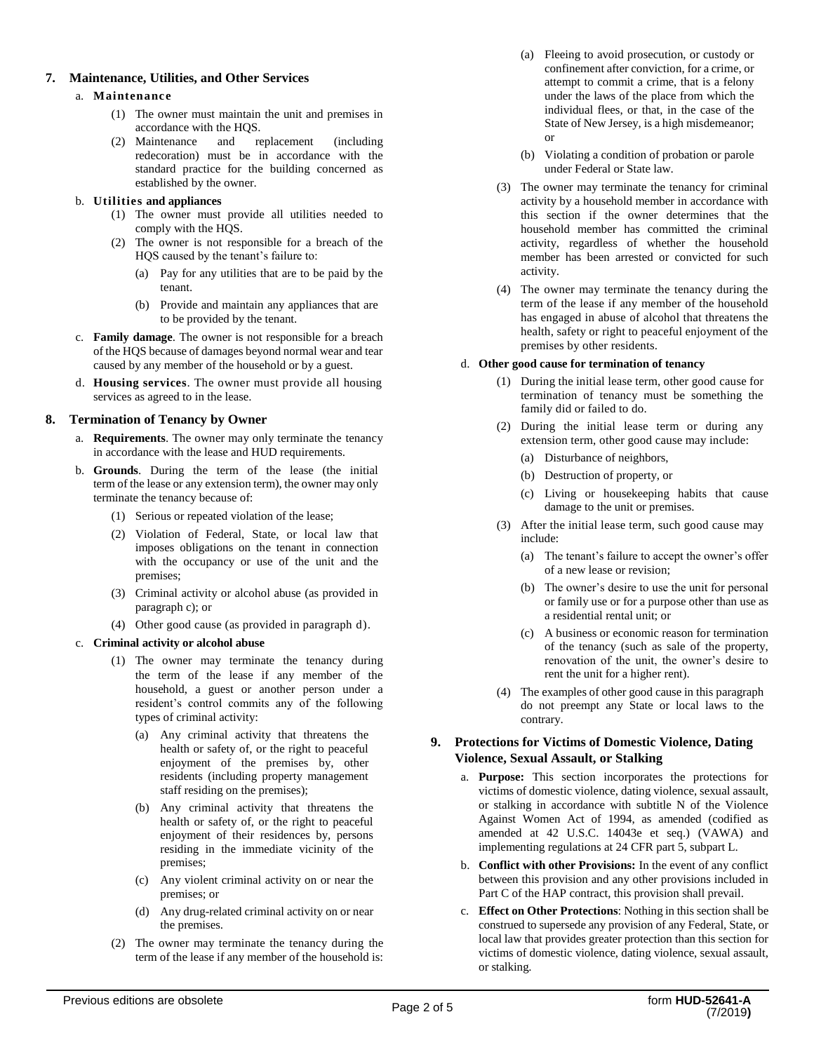## 7. Maintenance, Utilities, and Other Services

a. **Maintenance**

(1) The owner must maintain the unit and premises in accordance with the HQS.

(2) Maintenance and replacement (including redecoration) must be in accordance with the standard practice for the building concerned as established by the owner.

b. **Utilities and appliances**

(1) The owner must provide all utilities needed to comply with the HQS.

(2) The owner is not responsible for a breach of the HQS caused by the tenant's failure to:

(a) Pay for any utilities that are to be paid by the tenant.

(b) Provide and maintain any appliances that are to be provided by the tenant.

c. **Family damage**. The owner is not responsible for a breach of the HQS because of damages beyond normal wear and tear caused by any member of the household or by a guest.

d. **Housing services**. The owner must provide all housing services as agreed to in the lease.

## 8. Termination of Tenancy by Owner

a. **Requirements**. The owner may only terminate the tenancy in accordance with the lease and HUD requirements.

b. **Grounds**. During the term of the lease (the initial term of the lease or any extension term), the owner may only terminate the tenancy because of:

(1) Serious or repeated violation of the lease;

(2) Violation of Federal, State, or local law that imposes obligations on the tenant in connection with the occupancy or use of the unit and the premises;

(3) Criminal activity or alcohol abuse (as provided in paragraph c); or

(4) Other good cause (as provided in paragraph d).

c. **Criminal activity or alcohol abuse**

(1) The owner may terminate the tenancy during the term of the lease if any member of the household, a guest or another person under a resident's control commits any of the following types of criminal activity:

(a) Any criminal activity that threatens the health or safety of, or the right to peaceful enjoyment of the premises by, other residents (including property management staff residing on the premises);

(b) Any criminal activity that threatens the health or safety of, or the right to peaceful enjoyment of their residences by, persons residing in the immediate vicinity of the premises;

(c) Any violent criminal activity on or near the premises; or

(d) Any drug-related criminal activity on or near the premises.

(2) The owner may terminate the tenancy during the term of the lease if any member of the household is:

(a) Fleeing to avoid prosecution, or custody or confinement after conviction, for a crime, or attempt to commit a crime, that is a felony under the laws of the place from which the individual flees, or that, in the case of the State of New Jersey, is a high misdemeanor; or

(b) Violating a condition of probation or parole under Federal or State law.

(3) The owner may terminate the tenancy for criminal activity by a household member in accordance with this section if the owner determines that the household member has committed the criminal activity, regardless of whether the household member has been arrested or convicted for such activity.

(4) The owner may terminate the tenancy during the term of the lease if any member of the household has engaged in abuse of alcohol that threatens the health, safety or right to peaceful enjoyment of the premises by other residents.

d. **Other good cause for termination of tenancy**

(1) During the initial lease term, other good cause for termination of tenancy must be something the family did or failed to do.

(2) During the initial lease term or during any extension term, other good cause may include:

(a) Disturbance of neighbors,

(b) Destruction of property, or

(c) Living or housekeeping habits that cause damage to the unit or premises.

(3) After the initial lease term, such good cause may include:

(a) The tenant's failure to accept the owner's offer of a new lease or revision;

(b) The owner's desire to use the unit for personal or family use or for a purpose other than use as a residential rental unit; or

(c) A business or economic reason for termination of the tenancy (such as sale of the property, renovation of the unit, the owner's desire to rent the unit for a higher rent).

(4) The examples of other good cause in this paragraph do not preempt any State or local laws to the contrary.

## 9. Protections for Victims of Domestic Violence, Dating Violence, Sexual Assault, or Stalking

a. **Purpose:** This section incorporates the protections for victims of domestic violence, dating violence, sexual assault, or stalking in accordance with subtitle N of the Violence Against Women Act of 1994, as amended (codified as amended at 42 U.S.C. 14043e et seq.) (VAWA) and implementing regulations at 24 CFR part 5, subpart L.

b. **Conflict with other Provisions:** In the event of any conflict between this provision and any other provisions included in Part C of the HAP contract, this provision shall prevail.

c. **Effect on Other Protections**: Nothing in this section shall be construed to supersede any provision of any Federal, State, or local law that provides greater protection than this section for victims of domestic violence, dating violence, sexual assault, or stalking.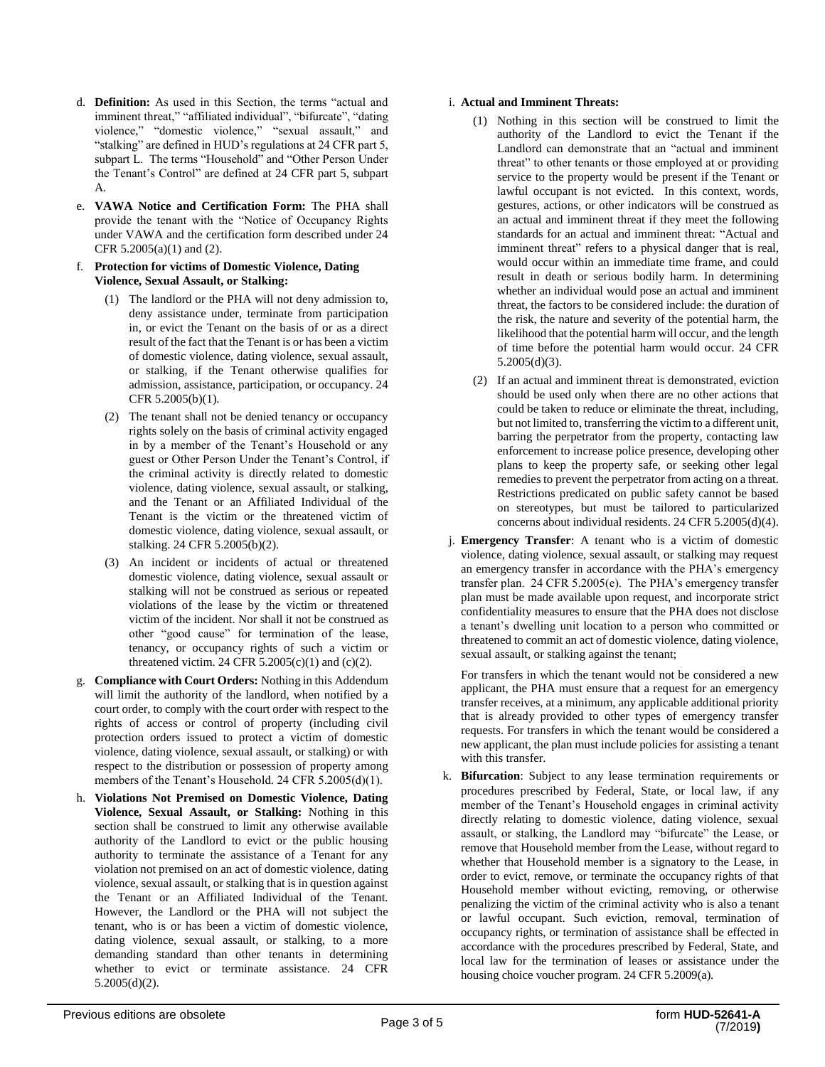d. **Definition:** As used in this Section, the terms "actual and imminent threat," "affiliated individual", "bifurcate", "dating violence," "domestic violence," "sexual assault," and "stalking" are defined in HUD's regulations at 24 CFR part 5, subpart L. The terms "Household" and "Other Person Under the Tenant's Control" are defined at 24 CFR part 5, subpart A.

e. **VAWA Notice and Certification Form:** The PHA shall provide the tenant with the "Notice of Occupancy Rights under VAWA and the certification form described under 24 CFR 5.2005(a)(1) and (2).

f. **Protection for victims of Domestic Violence, Dating Violence, Sexual Assault, or Stalking:**

   (1) The landlord or the PHA will not deny admission to, deny assistance under, terminate from participation in, or evict the Tenant on the basis of or as a direct result of the fact that the Tenant is or has been a victim of domestic violence, dating violence, sexual assault, or stalking, if the Tenant otherwise qualifies for admission, assistance, participation, or occupancy. 24 CFR 5.2005(b)(1).

   (2) The tenant shall not be denied tenancy or occupancy rights solely on the basis of criminal activity engaged in by a member of the Tenant's Household or any guest or Other Person Under the Tenant's Control, if the criminal activity is directly related to domestic violence, dating violence, sexual assault, or stalking, and the Tenant or an Affiliated Individual of the Tenant is the victim or the threatened victim of domestic violence, dating violence, sexual assault, or stalking. 24 CFR 5.2005(b)(2).

   (3) An incident or incidents of actual or threatened domestic violence, dating violence, sexual assault or stalking will not be construed as serious or repeated violations of the lease by the victim or threatened victim of the incident. Nor shall it not be construed as other "good cause" for termination of the lease, tenancy, or occupancy rights of such a victim or threatened victim. 24 CFR 5.2005(c)(1) and (c)(2).

g. **Compliance with Court Orders:** Nothing in this Addendum will limit the authority of the landlord, when notified by a court order, to comply with the court order with respect to the rights of access or control of property (including civil protection orders issued to protect a victim of domestic violence, dating violence, sexual assault, or stalking) or with respect to the distribution or possession of property among members of the Tenant's Household. 24 CFR 5.2005(d)(1).

h. **Violations Not Premised on Domestic Violence, Dating Violence, Sexual Assault, or Stalking:** Nothing in this section shall be construed to limit any otherwise available authority of the Landlord to evict or the public housing authority to terminate the assistance of a Tenant for any violation not premised on an act of domestic violence, dating violence, sexual assault, or stalking that is in question against the Tenant or an Affiliated Individual of the Tenant. However, the Landlord or the PHA will not subject the tenant, who is or has been a victim of domestic violence, dating violence, sexual assault, or stalking, to a more demanding standard than other tenants in determining whether to evict or terminate assistance. 24 CFR 5.2005(d)(2).

i. **Actual and Imminent Threats:**

   (1) Nothing in this section will be construed to limit the authority of the Landlord to evict the Tenant if the Landlord can demonstrate that an "actual and imminent threat" to other tenants or those employed at or providing service to the property would be present if the Tenant or lawful occupant is not evicted. In this context, words, gestures, actions, or other indicators will be construed as an actual and imminent threat if they meet the following standards for an actual and imminent threat: "Actual and imminent threat" refers to a physical danger that is real, would occur within an immediate time frame, and could result in death or serious bodily harm. In determining whether an individual would pose an actual and imminent threat, the factors to be considered include: the duration of the risk, the nature and severity of the potential harm, the likelihood that the potential harm will occur, and the length of time before the potential harm would occur. 24 CFR 5.2005(d)(3).

   (2) If an actual and imminent threat is demonstrated, eviction should be used only when there are no other actions that could be taken to reduce or eliminate the threat, including, but not limited to, transferring the victim to a different unit, barring the perpetrator from the property, contacting law enforcement to increase police presence, developing other plans to keep the property safe, or seeking other legal remedies to prevent the perpetrator from acting on a threat. Restrictions predicated on public safety cannot be based on stereotypes, but must be tailored to particularized concerns about individual residents. 24 CFR 5.2005(d)(4).

j. **Emergency Transfer**: A tenant who is a victim of domestic violence, dating violence, sexual assault, or stalking may request an emergency transfer in accordance with the PHA's emergency transfer plan. 24 CFR 5.2005(e). The PHA's emergency transfer plan must be made available upon request, and incorporate strict confidentiality measures to ensure that the PHA does not disclose a tenant's dwelling unit location to a person who committed or threatened to commit an act of domestic violence, dating violence, sexual assault, or stalking against the tenant;

   For transfers in which the tenant would not be considered a new applicant, the PHA must ensure that a request for an emergency transfer receives, at a minimum, any applicable additional priority that is already provided to other types of emergency transfer requests. For transfers in which the tenant would be considered a new applicant, the plan must include policies for assisting a tenant with this transfer.

k. **Bifurcation**: Subject to any lease termination requirements or procedures prescribed by Federal, State, or local law, if any member of the Tenant's Household engages in criminal activity directly relating to domestic violence, dating violence, sexual assault, or stalking, the Landlord may "bifurcate" the Lease, or remove that Household member from the Lease, without regard to whether that Household member is a signatory to the Lease, in order to evict, remove, or terminate the occupancy rights of that Household member without evicting, removing, or otherwise penalizing the victim of the criminal activity who is also a tenant or lawful occupant. Such eviction, removal, termination of occupancy rights, or termination of assistance shall be effected in accordance with the procedures prescribed by Federal, State, and local law for the termination of leases or assistance under the housing choice voucher program. 24 CFR 5.2009(a).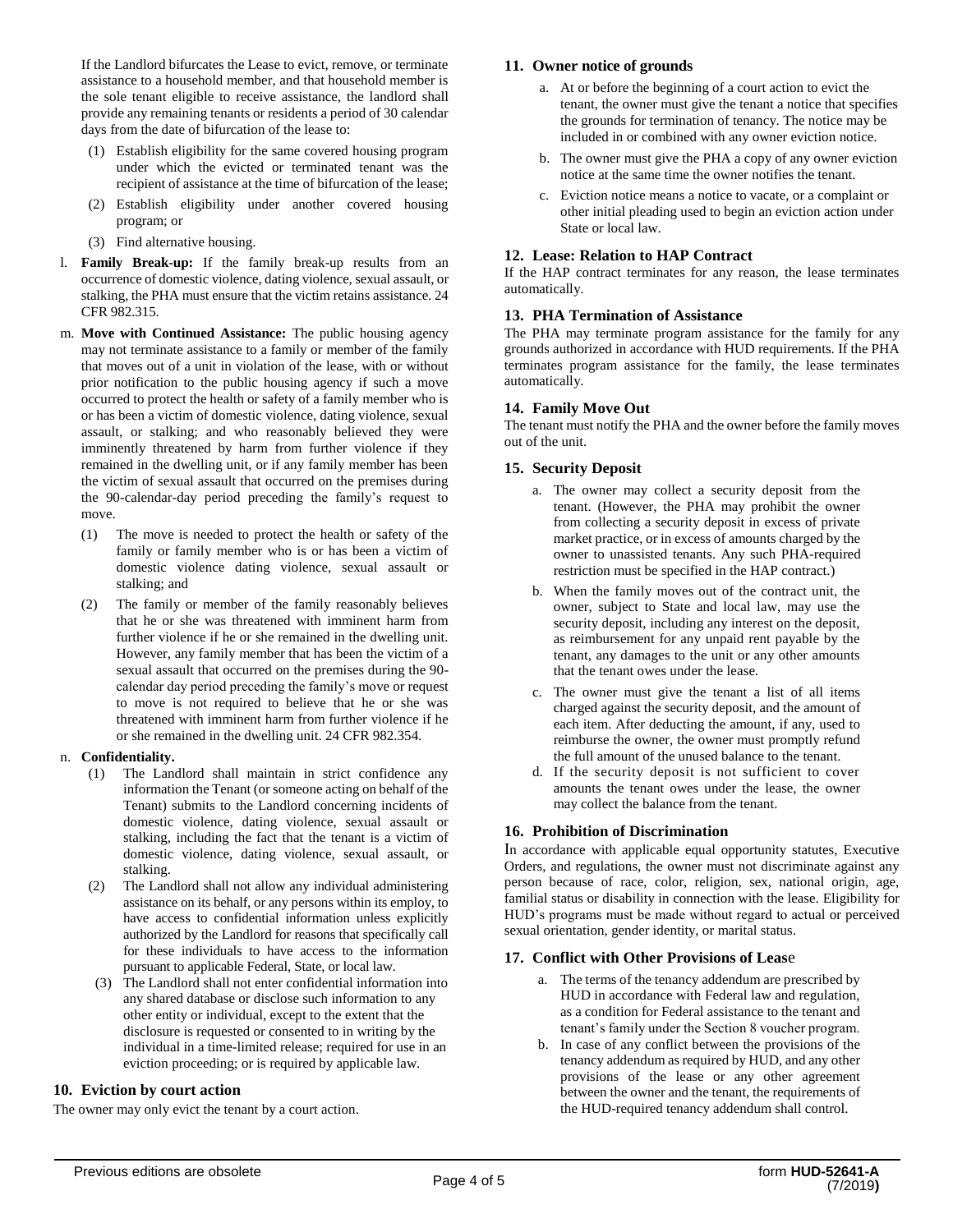If the Landlord bifurcates the Lease to evict, remove, or terminate assistance to a household member, and that household member is the sole tenant eligible to receive assistance, the landlord shall provide any remaining tenants or residents a period of 30 calendar days from the date of bifurcation of the lease to:

(1) Establish eligibility for the same covered housing program under which the evicted or terminated tenant was the recipient of assistance at the time of bifurcation of the lease;

(2) Establish eligibility under another covered housing program; or

(3) Find alternative housing.

l. **Family Break-up:** If the family break-up results from an occurrence of domestic violence, dating violence, sexual assault, or stalking, the PHA must ensure that the victim retains assistance. 24 CFR 982.315.

m. **Move with Continued Assistance:** The public housing agency may not terminate assistance to a family or member of the family that moves out of a unit in violation of the lease, with or without prior notification to the public housing agency if such a move occurred to protect the health or safety of a family member who is or has been a victim of domestic violence, dating violence, sexual assault, or stalking; and who reasonably believed they were imminently threatened by harm from further violence if they remained in the dwelling unit, or if any family member has been the victim of sexual assault that occurred on the premises during the 90-calendar-day period preceding the family's request to move.

(1) The move is needed to protect the health or safety of the family or family member who is or has been a victim of domestic violence dating violence, sexual assault or stalking; and

(2) The family or member of the family reasonably believes that he or she was threatened with imminent harm from further violence if he or she remained in the dwelling unit. However, any family member that has been the victim of a sexual assault that occurred on the premises during the 90-calendar day period preceding the family's move or request to move is not required to believe that he or she was threatened with imminent harm from further violence if he or she remained in the dwelling unit. 24 CFR 982.354.

n. **Confidentiality.**

(1) The Landlord shall maintain in strict confidence any information the Tenant (or someone acting on behalf of the Tenant) submits to the Landlord concerning incidents of domestic violence, dating violence, sexual assault or stalking, including the fact that the tenant is a victim of domestic violence, dating violence, sexual assault, or stalking.

(2) The Landlord shall not allow any individual administering assistance on its behalf, or any persons within its employ, to have access to confidential information unless explicitly authorized by the Landlord for reasons that specifically call for these individuals to have access to the information pursuant to applicable Federal, State, or local law.

(3) The Landlord shall not enter confidential information into any shared database or disclose such information to any other entity or individual, except to the extent that the disclosure is requested or consented to in writing by the individual in a time-limited release; required for use in an eviction proceeding; or is required by applicable law.

## 10. Eviction by court action

The owner may only evict the tenant by a court action.

## 11. Owner notice of grounds

a. At or before the beginning of a court action to evict the tenant, the owner must give the tenant a notice that specifies the grounds for termination of tenancy. The notice may be included in or combined with any owner eviction notice.

b. The owner must give the PHA a copy of any owner eviction notice at the same time the owner notifies the tenant.

c. Eviction notice means a notice to vacate, or a complaint or other initial pleading used to begin an eviction action under State or local law.

## 12. Lease: Relation to HAP Contract

If the HAP contract terminates for any reason, the lease terminates automatically.

## 13. PHA Termination of Assistance

The PHA may terminate program assistance for the family for any grounds authorized in accordance with HUD requirements. If the PHA terminates program assistance for the family, the lease terminates automatically.

## 14. Family Move Out

The tenant must notify the PHA and the owner before the family moves out of the unit.

## 15. Security Deposit

a. The owner may collect a security deposit from the tenant. (However, the PHA may prohibit the owner from collecting a security deposit in excess of private market practice, or in excess of amounts charged by the owner to unassisted tenants. Any such PHA-required restriction must be specified in the HAP contract.)

b. When the family moves out of the contract unit, the owner, subject to State and local law, may use the security deposit, including any interest on the deposit, as reimbursement for any unpaid rent payable by the tenant, any damages to the unit or any other amounts that the tenant owes under the lease.

c. The owner must give the tenant a list of all items charged against the security deposit, and the amount of each item. After deducting the amount, if any, used to reimburse the owner, the owner must promptly refund the full amount of the unused balance to the tenant.

d. If the security deposit is not sufficient to cover amounts the tenant owes under the lease, the owner may collect the balance from the tenant.

## 16. Prohibition of Discrimination

In accordance with applicable equal opportunity statutes, Executive Orders, and regulations, the owner must not discriminate against any person because of race, color, religion, sex, national origin, age, familial status or disability in connection with the lease. Eligibility for HUD's programs must be made without regard to actual or perceived sexual orientation, gender identity, or marital status.

## 17. Conflict with Other Provisions of Lease

a. The terms of the tenancy addendum are prescribed by HUD in accordance with Federal law and regulation, as a condition for Federal assistance to the tenant and tenant's family under the Section 8 voucher program.

b. In case of any conflict between the provisions of the tenancy addendum as required by HUD, and any other provisions of the lease or any other agreement between the owner and the tenant, the requirements of the HUD-required tenancy addendum shall control.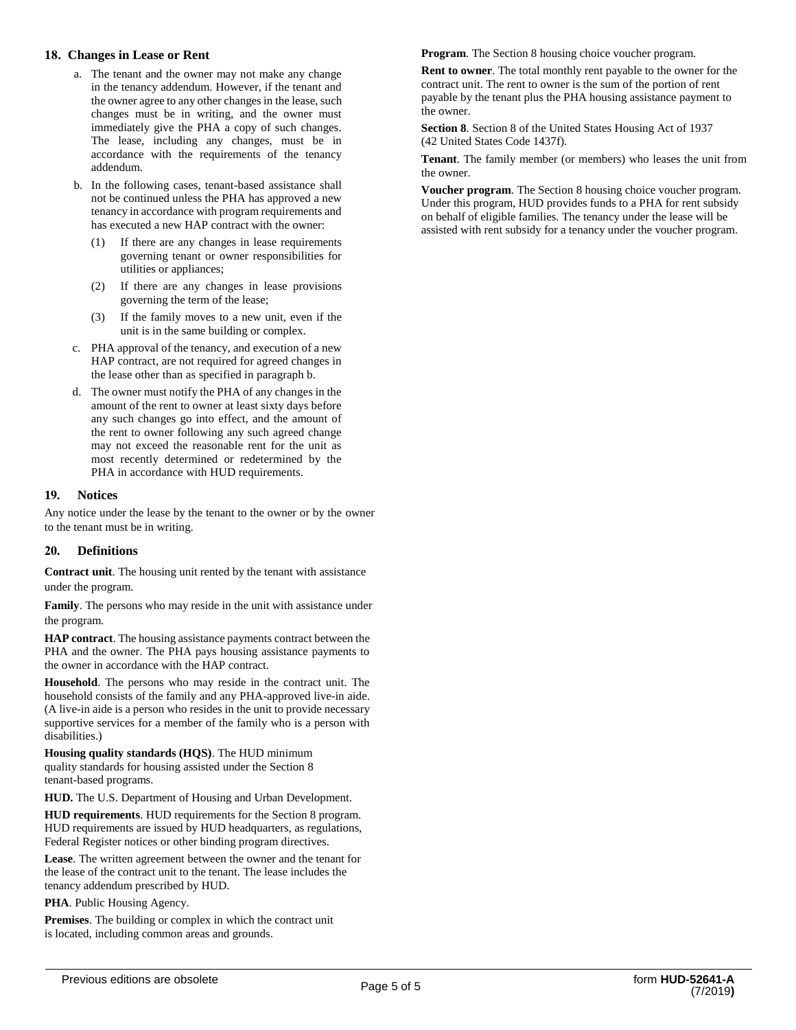## 18. Changes in Lease or Rent

a. The tenant and the owner may not make any change in the tenancy addendum. However, if the tenant and the owner agree to any other changes in the lease, such changes must be in writing, and the owner must immediately give the PHA a copy of such changes. The lease, including any changes, must be in accordance with the requirements of the tenancy addendum.

b. In the following cases, tenant-based assistance shall not be continued unless the PHA has approved a new tenancy in accordance with program requirements and has executed a new HAP contract with the owner:

   (1) If there are any changes in lease requirements governing tenant or owner responsibilities for utilities or appliances;

   (2) If there are any changes in lease provisions governing the term of the lease;

   (3) If the family moves to a new unit, even if the unit is in the same building or complex.

c. PHA approval of the tenancy, and execution of a new HAP contract, are not required for agreed changes in the lease other than as specified in paragraph b.

d. The owner must notify the PHA of any changes in the amount of the rent to owner at least sixty days before any such changes go into effect, and the amount of the rent to owner following any such agreed change may not exceed the reasonable rent for the unit as most recently determined or redetermined by the PHA in accordance with HUD requirements.

## 19. Notices

Any notice under the lease by the tenant to the owner or by the owner to the tenant must be in writing.

## 20. Definitions

**Contract unit**. The housing unit rented by the tenant with assistance under the program.

**Family**. The persons who may reside in the unit with assistance under the program.

**HAP contract**. The housing assistance payments contract between the PHA and the owner. The PHA pays housing assistance payments to the owner in accordance with the HAP contract.

**Household**. The persons who may reside in the contract unit. The household consists of the family and any PHA-approved live-in aide. (A live-in aide is a person who resides in the unit to provide necessary supportive services for a member of the family who is a person with disabilities.)

**Housing quality standards (HQS)**. The HUD minimum quality standards for housing assisted under the Section 8 tenant-based programs.

**HUD.** The U.S. Department of Housing and Urban Development.

**HUD requirements**. HUD requirements for the Section 8 program. HUD requirements are issued by HUD headquarters, as regulations, Federal Register notices or other binding program directives.

**Lease**. The written agreement between the owner and the tenant for the lease of the contract unit to the tenant. The lease includes the tenancy addendum prescribed by HUD.

**PHA**. Public Housing Agency.

**Premises**. The building or complex in which the contract unit is located, including common areas and grounds.

**Program**. The Section 8 housing choice voucher program.

**Rent to owner**. The total monthly rent payable to the owner for the contract unit. The rent to owner is the sum of the portion of rent payable by the tenant plus the PHA housing assistance payment to the owner.

**Section 8**. Section 8 of the United States Housing Act of 1937 (42 United States Code 1437f).

**Tenant**. The family member (or members) who leases the unit from the owner.

**Voucher program**. The Section 8 housing choice voucher program. Under this program, HUD provides funds to a PHA for rent subsidy on behalf of eligible families. The tenancy under the lease will be assisted with rent subsidy for a tenancy under the voucher program.

Previous editions are obsolete

form **HUD-52641-A** (7/2019)